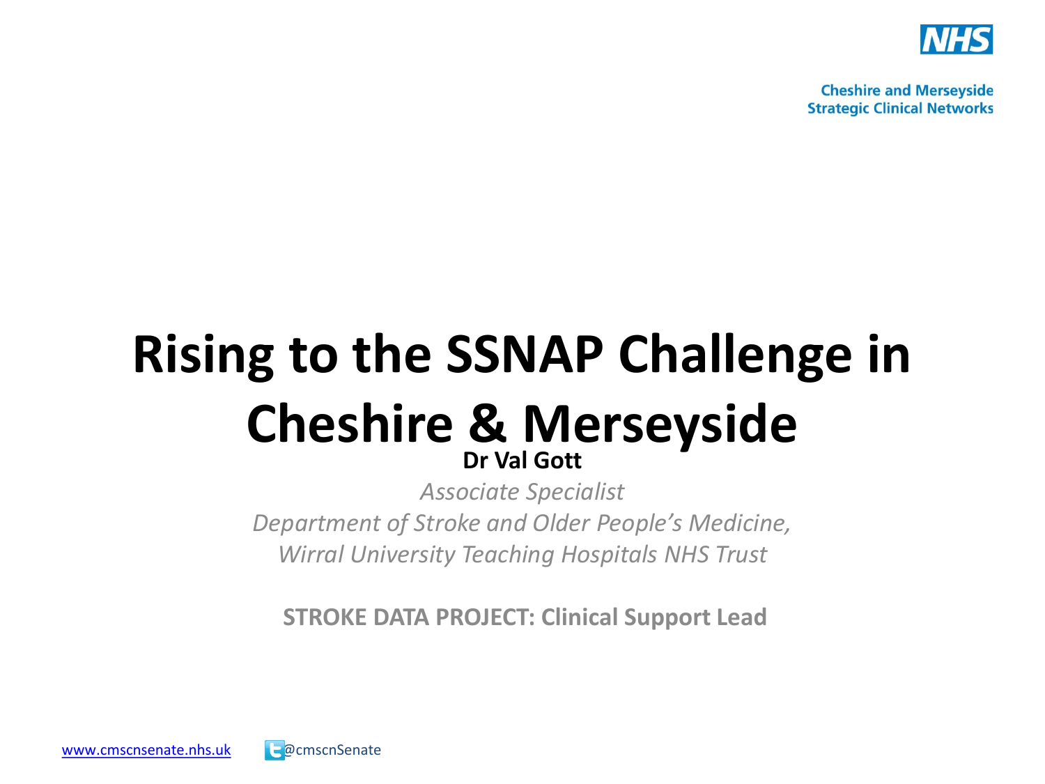NHS

**Cheshire and Merseyside**
**Strategic Clinical Networks**

# Rising to the SSNAP Challenge in Cheshire & Merseyside

**Dr Val Gott**

*Associate Specialist*

*Department of Stroke and Older People's Medicine,*

*Wirral University Teaching Hospitals NHS Trust*

**STROKE DATA PROJECT: Clinical Support Lead**

www.cmscnsenate.nhs.uk @cmscnSenate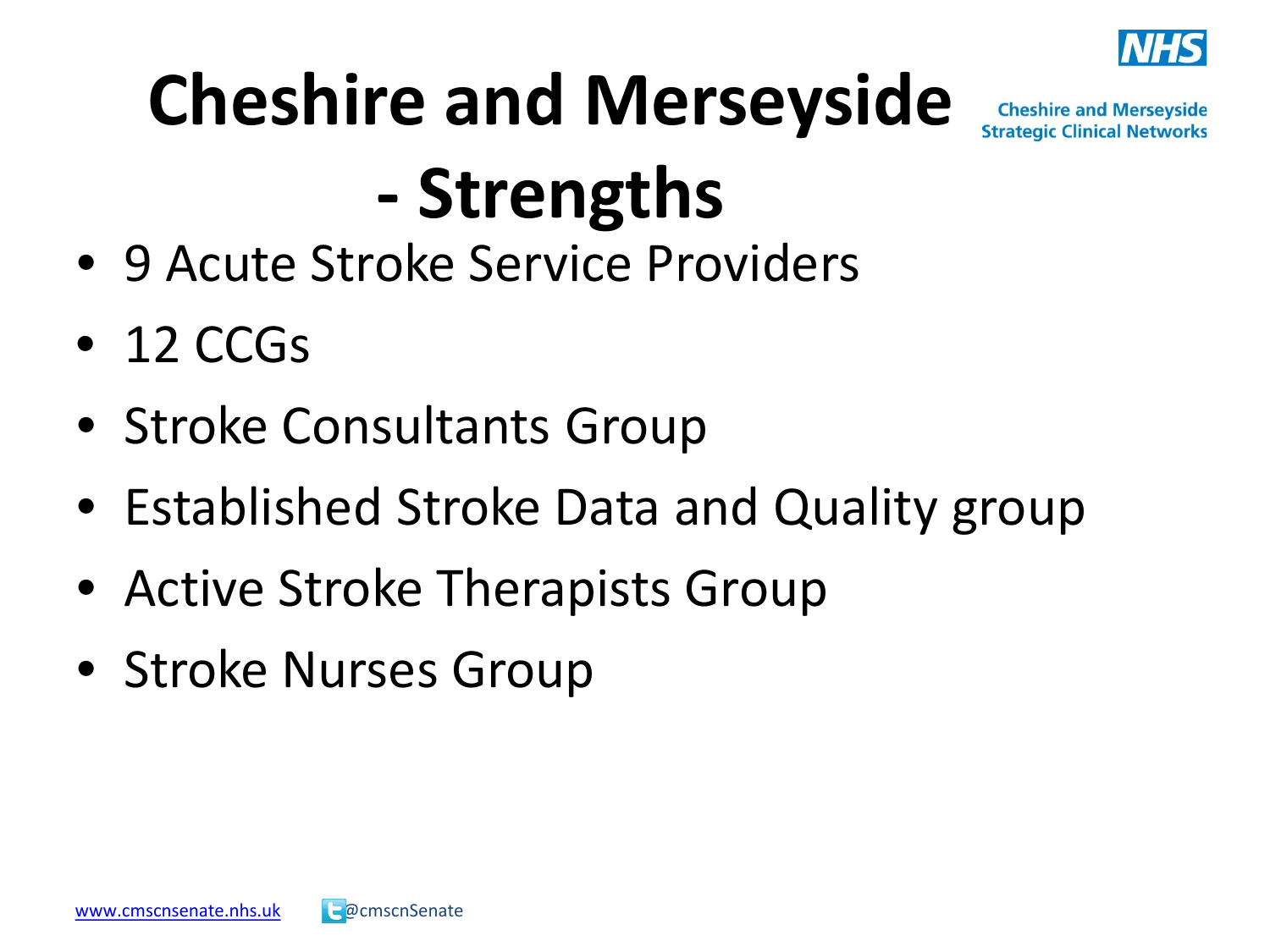# Cheshire and Merseyside - Strengths

- 9 Acute Stroke Service Providers
- 12 CCGs
- Stroke Consultants Group
- Established Stroke Data and Quality group
- Active Stroke Therapists Group
- Stroke Nurses Group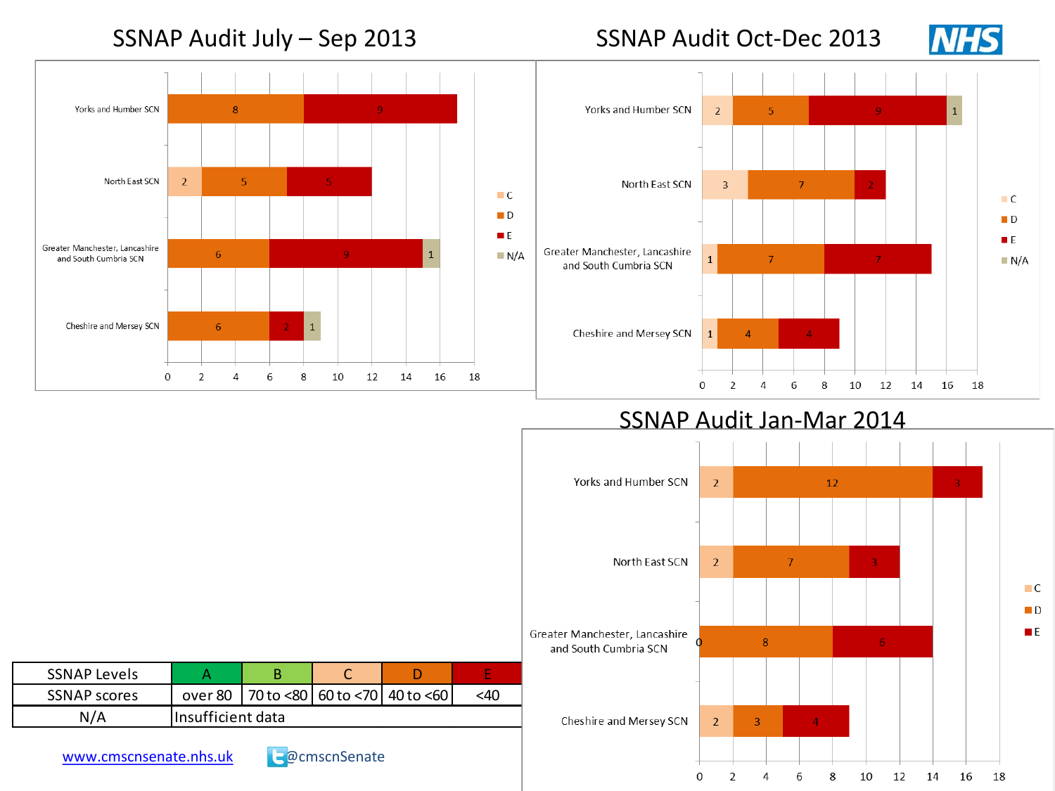## SSNAP Audit July – Sep 2013

| SCN | C | D | E | N/A |
|---|---|---|---|---|
| Yorks and Humber SCN | | 8 | 9 | |
| North East SCN | 2 | 5 | 5 | |
| Greater Manchester, Lancashire and South Cumbria SCN | | 6 | 9 | 1 |
| Cheshire and Mersey SCN | | 6 | 2 | 1 |

## SSNAP Audit Oct-Dec 2013

| SCN | C | D | E | N/A |
|---|---|---|---|---|
| Yorks and Humber SCN | 2 | 5 | 9 | 1 |
| North East SCN | 3 | 7 | 2 | |
| Greater Manchester, Lancashire and South Cumbria SCN | 1 | 7 | 7 | |
| Cheshire and Mersey SCN | 1 | 4 | 4 | |

## SSNAP Audit Jan-Mar 2014

| SCN | C | D | E |
|---|---|---|---|
| Yorks and Humber SCN | 2 | 12 | 3 |
| North East SCN | 2 | 7 | 3 |
| Greater Manchester, Lancashire and South Cumbria SCN | 0 | 8 | 6 |
| Cheshire and Mersey SCN | 2 | 3 | 4 |

| SSNAP Levels | A | B | C | D | E |
|---|---|---|---|---|---|
| SSNAP scores | over 80 | 70 to <80 | 60 to <70 | 40 to <60 | <40 |
| N/A | Insufficient data | | | | |

www.cmscnsenate.nhs.uk @cmscnSenate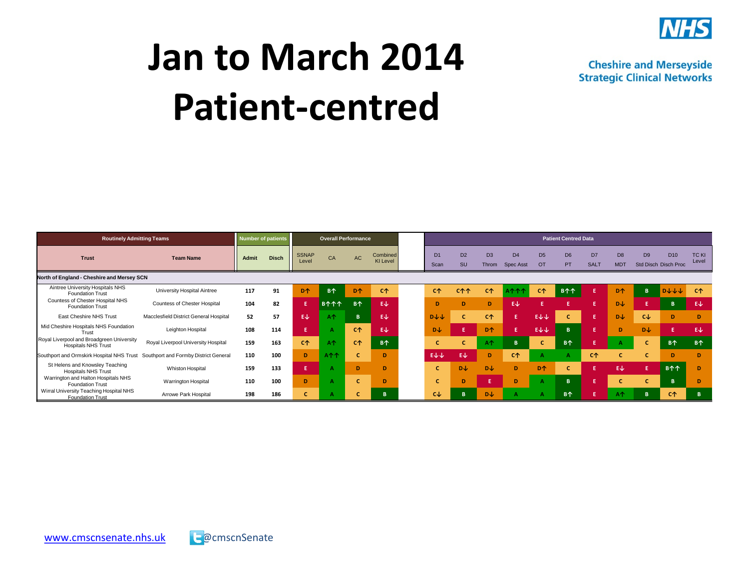# Jan to March 2014 Patient-centred

Cheshire and Merseyside Strategic Clinical Networks

| Routinely Admitting Teams | | Number of patients | | Overall Performance | | | | Patient Centred Data | | | | | | | | | | |
|---|---|---|---|---|---|---|---|---|---|---|---|---|---|---|---|---|---|---|
| Trust | Team Name | Admit | Disch | SSNAP Level | CA | AC | Combined KI Level | D1 Scan | D2 SU | D3 Throm | D4 Spec Asst | D5 OT | D6 PT | D7 SALT | D8 MDT | D9 Std Disch | D10 Disch Proc | TC KI Level |
| **North of England - Cheshire and Mersey SCN** | | | | | | | | | | | | | | | | | | |
| Aintree University Hospitals NHS Foundation Trust | University Hospital Aintree | 117 | 91 | D↑ | B↑ | D↑ | C↑ | C↑ | C↑↑ | C↑ | A↑↑↑ | C↑ | B↑↑ | E | D↑ | B | D↓↓↓ | C↑ |
| Countess of Chester Hospital NHS Foundation Trust | Countess of Chester Hospital | 104 | 82 | E | B↑↑↑ | B↑ | E↓ | D | D | D | E↓ | E | E | E | D↓ | E | B | E↓ |
| East Cheshire NHS Trust | Macclesfield District General Hospital | 52 | 57 | E↓ | A↑ | B | E↓ | D↓↓ | C | C↑ | E | E↓↓ | C | E | D↓ | C↓ | D | D |
| Mid Cheshire Hospitals NHS Foundation Trust | Leighton Hospital | 108 | 114 | E | A | C↑ | E↓ | D↓ | E | D↑ | E | E↓↓ | B | E | D | D↓ | E | E↓ |
| Royal Liverpool and Broadgreen University Hospitals NHS Trust | Royal Liverpool University Hospital | 159 | 163 | C↑ | A↑ | C↑ | B↑ | C | C | A↑ | B | C | B↑ | E | A | C | B↑ | B↑ |
| Southport and Ormskirk Hospital NHS Trust | Southport and Formby District General | 110 | 100 | D | A↑↑ | C | D | E↓↓ | E↓ | D | C↑ | A | A | C↑ | C | C | D | D |
| St Helens and Knowsley Teaching Hospitals NHS Trust | Whiston Hospital | 159 | 133 | E | A | D | D | C | D↓ | D↓ | D | D↑ | C | E | E↓ | E | B↑↑ | D |
| Warrington and Halton Hospitals NHS Foundation Trust | Warrington Hospital | 110 | 100 | D | A | C | D | C | D | E | D | A | B | E | C | C | B | D |
| Wirral University Teaching Hospital NHS Foundation Trust | Arrowe Park Hospital | 198 | 186 | C | A | C | B | C↓ | B | D↓ | A | A | B↑ | E | A↑ | B | C↑ | B |

www.cmscnsenate.nhs.uk @cmscnSenate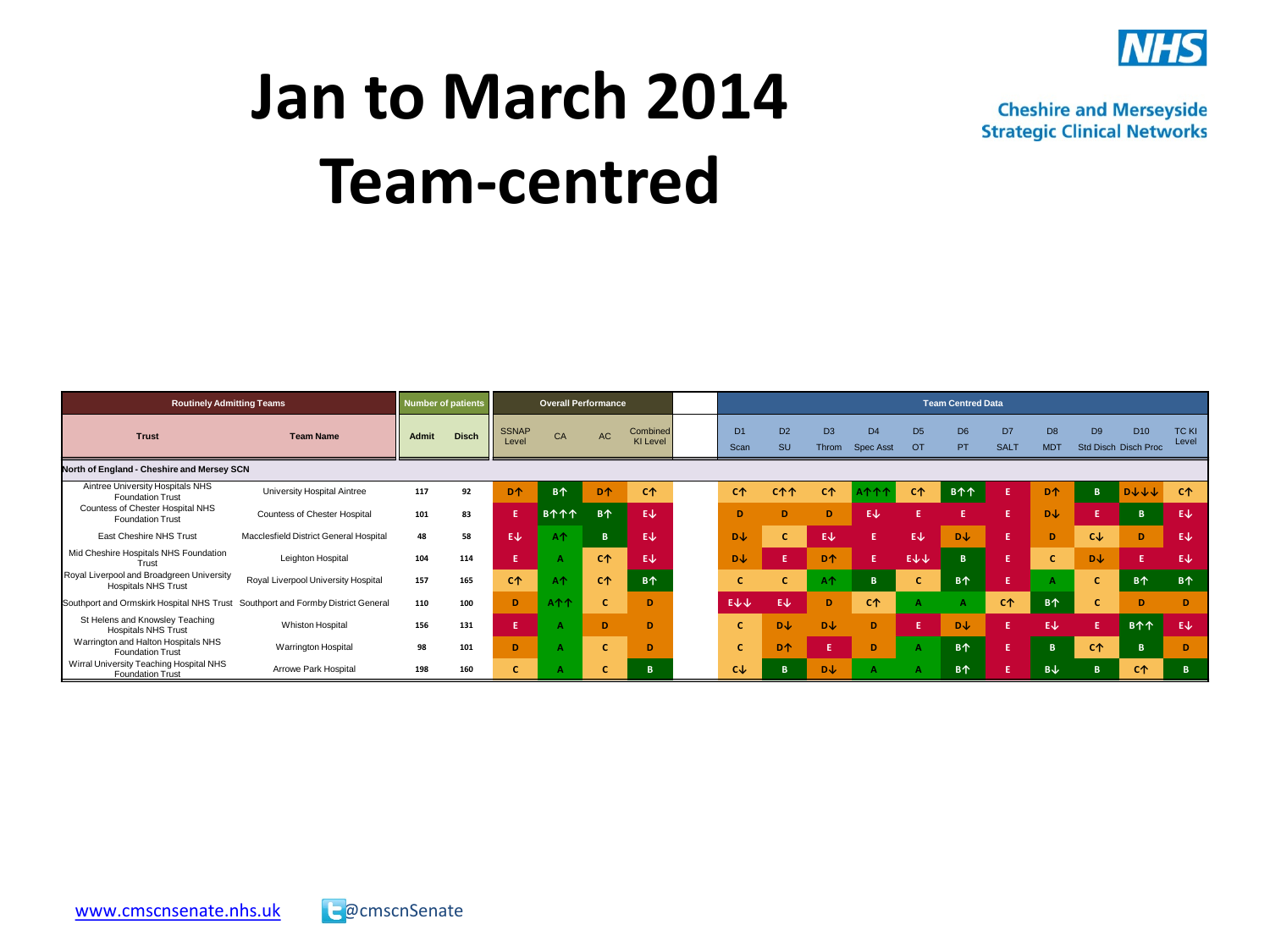# Jan to March 2014 Team-centred

Cheshire and Merseyside Strategic Clinical Networks

| Routinely Admitting Teams | | Number of patients | | Overall Performance | | | | | Team Centred Data | | | | | | | | | | |
|---|---|---|---|---|---|---|---|---|---|---|---|---|---|---|---|---|---|---|---|
| Trust | Team Name | Admit | Disch | SSNAP Level | CA | AC | Combined KI Level | | D1 Scan | D2 SU | D3 Throm | D4 Spec Asst | D5 OT | D6 PT | D7 SALT | D8 MDT | D9 Std Disch | D10 Disch Proc | TC KI Level |
| North of England - Cheshire and Mersey SCN | | | | | | | | | | | | | | | | | | | |
| Aintree University Hospitals NHS Foundation Trust | University Hospital Aintree | 117 | 92 | D↑ | B↑ | D↑ | C↑ | | C↑ | C↑↑ | C↑ | A↑↑↑ | C↑ | B↑↑ | E | D↑ | B | D↓↓↓ | C↑ |
| Countess of Chester Hospital NHS Foundation Trust | Countess of Chester Hospital | 101 | 83 | E | B↑↑↑ | B↑ | E↓ | | D | D | D | E↓ | E | E | E | D↓ | E | B | E↓ |
| East Cheshire NHS Trust | Macclesfield District General Hospital | 48 | 58 | E↓ | A↑ | B | E↓ | | D↓ | C | E↓ | E | E↓ | D↓ | E | D | C↓ | D | E↓ |
| Mid Cheshire Hospitals NHS Foundation Trust | Leighton Hospital | 104 | 114 | E | A | C↑ | E↓ | | D↓ | E | D↑ | E | E↓↓ | B | E | C | D↓ | E | E↓ |
| Royal Liverpool and Broadgreen University Hospitals NHS Trust | Royal Liverpool University Hospital | 157 | 165 | C↑ | A↑ | C↑ | B↑ | | C | C | A↑ | B | C | B↑ | E | A | C | B↑ | B↑ |
| Southport and Ormskirk Hospital NHS Trust | Southport and Formby District General | 110 | 100 | D | A↑↑ | C | D | | E↓↓ | E↓ | D | C↑ | A | A | C↑ | B↑ | C | D | D |
| St Helens and Knowsley Teaching Hospitals NHS Trust | Whiston Hospital | 156 | 131 | E | A | D | D | | C | D↓ | D↓ | D | E | D↓ | E | E↓ | E | B↑↑ | E↓ |
| Warrington and Halton Hospitals NHS Foundation Trust | Warrington Hospital | 98 | 101 | D | A | C | D | | C | D↑ | E | D | A | B↑ | E | B | C↑ | B | D |
| Wirral University Teaching Hospital NHS Foundation Trust | Arrowe Park Hospital | 198 | 160 | C | A | C | B | | C↓ | B | D↓ | A | A | B↑ | E | B↓ | B | C↑ | B |

www.cmscnsenate.nhs.uk @cmscnSenate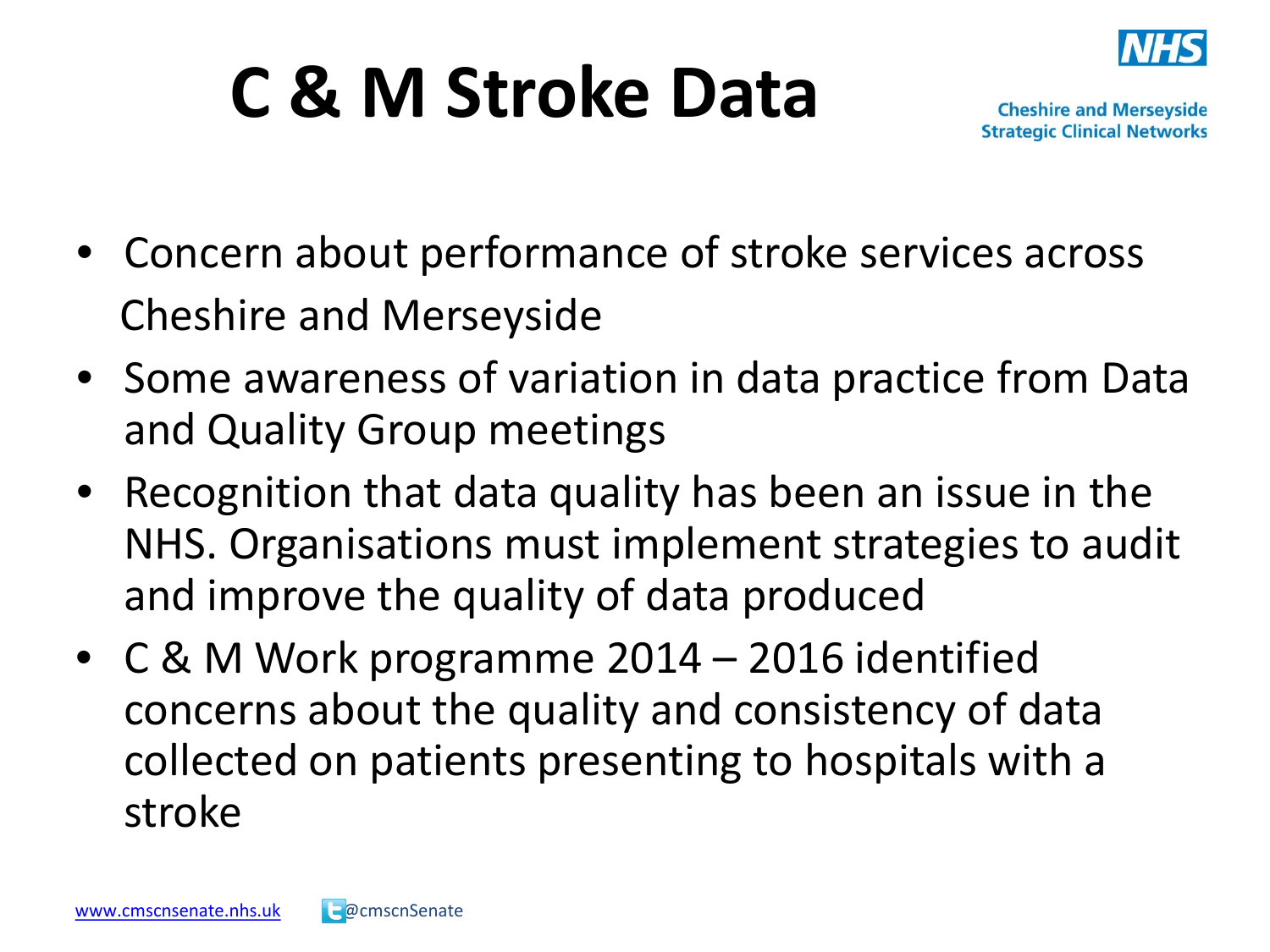# C & M Stroke Data

Cheshire and Merseyside Strategic Clinical Networks

- Concern about performance of stroke services across Cheshire and Merseyside
- Some awareness of variation in data practice from Data and Quality Group meetings
- Recognition that data quality has been an issue in the NHS. Organisations must implement strategies to audit and improve the quality of data produced
- C & M Work programme 2014 – 2016 identified concerns about the quality and consistency of data collected on patients presenting to hospitals with a stroke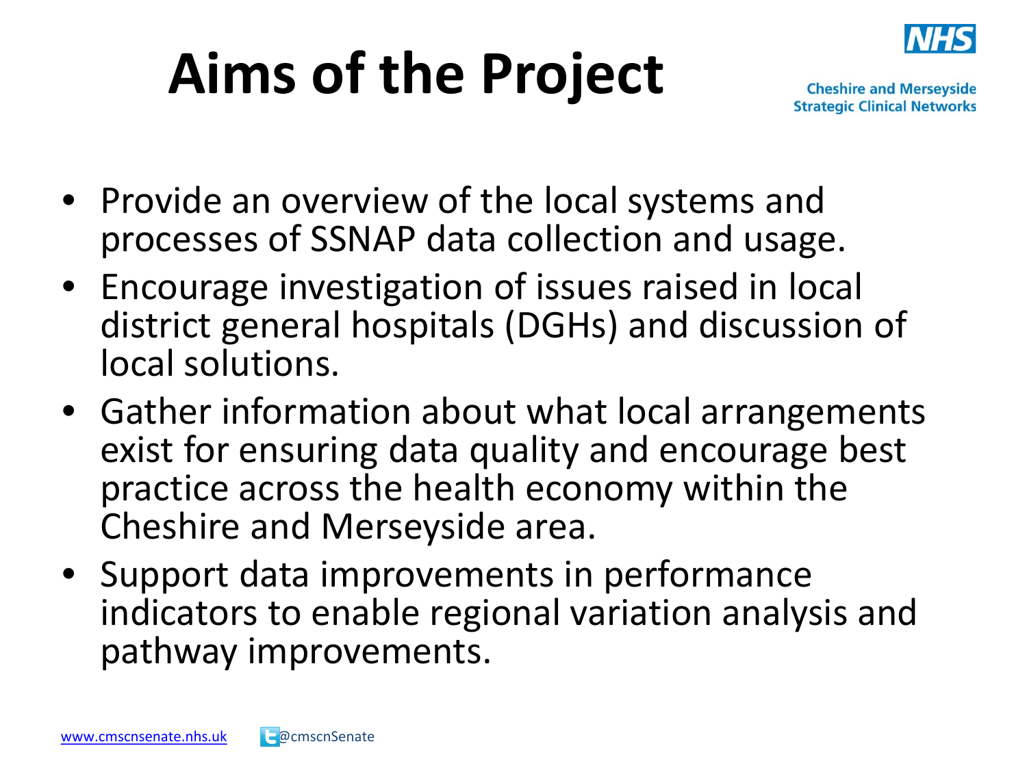# Aims of the Project

- Provide an overview of the local systems and processes of SSNAP data collection and usage.
- Encourage investigation of issues raised in local district general hospitals (DGHs) and discussion of local solutions.
- Gather information about what local arrangements exist for ensuring data quality and encourage best practice across the health economy within the Cheshire and Merseyside area.
- Support data improvements in performance indicators to enable regional variation analysis and pathway improvements.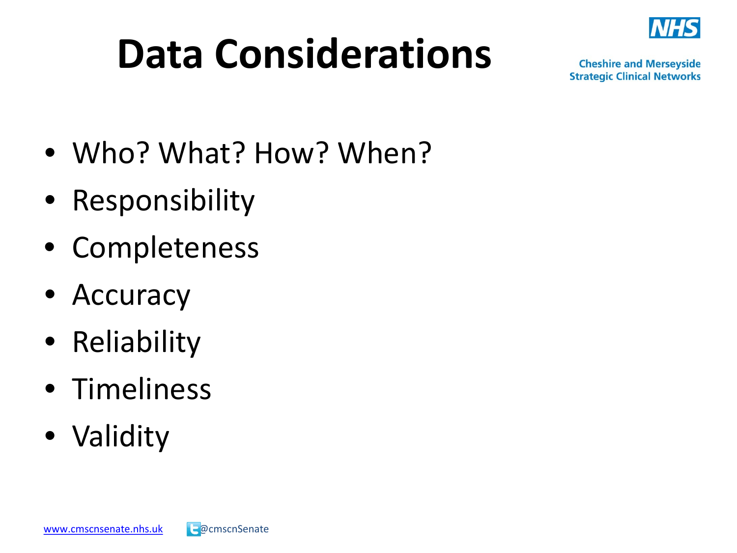# Data Considerations

- Who? What? How? When?
- Responsibility
- Completeness
- Accuracy
- Reliability
- Timeliness
- Validity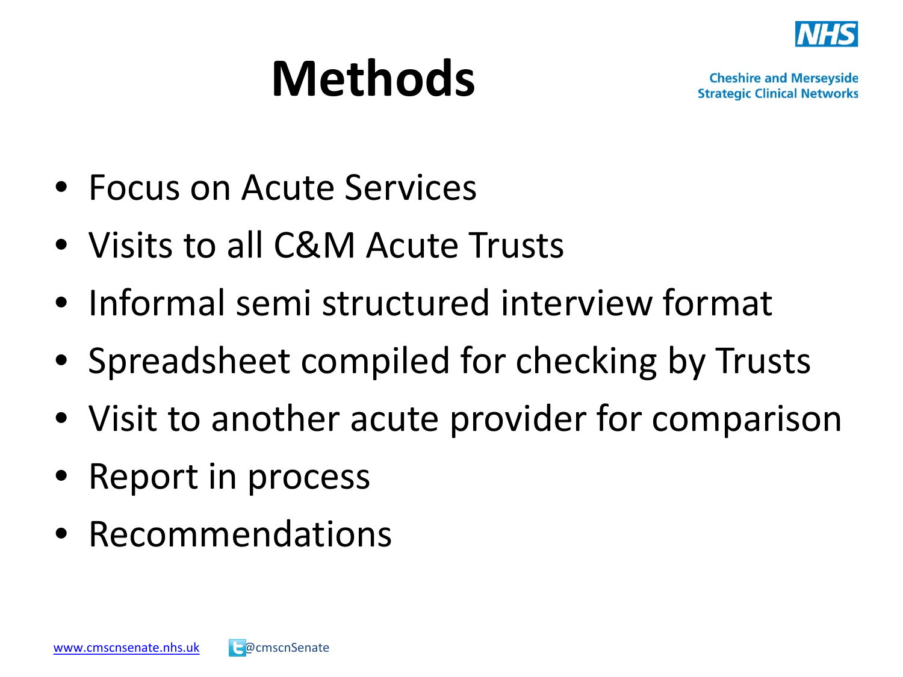# Methods

- Focus on Acute Services
- Visits to all C&M Acute Trusts
- Informal semi structured interview format
- Spreadsheet compiled for checking by Trusts
- Visit to another acute provider for comparison
- Report in process
- Recommendations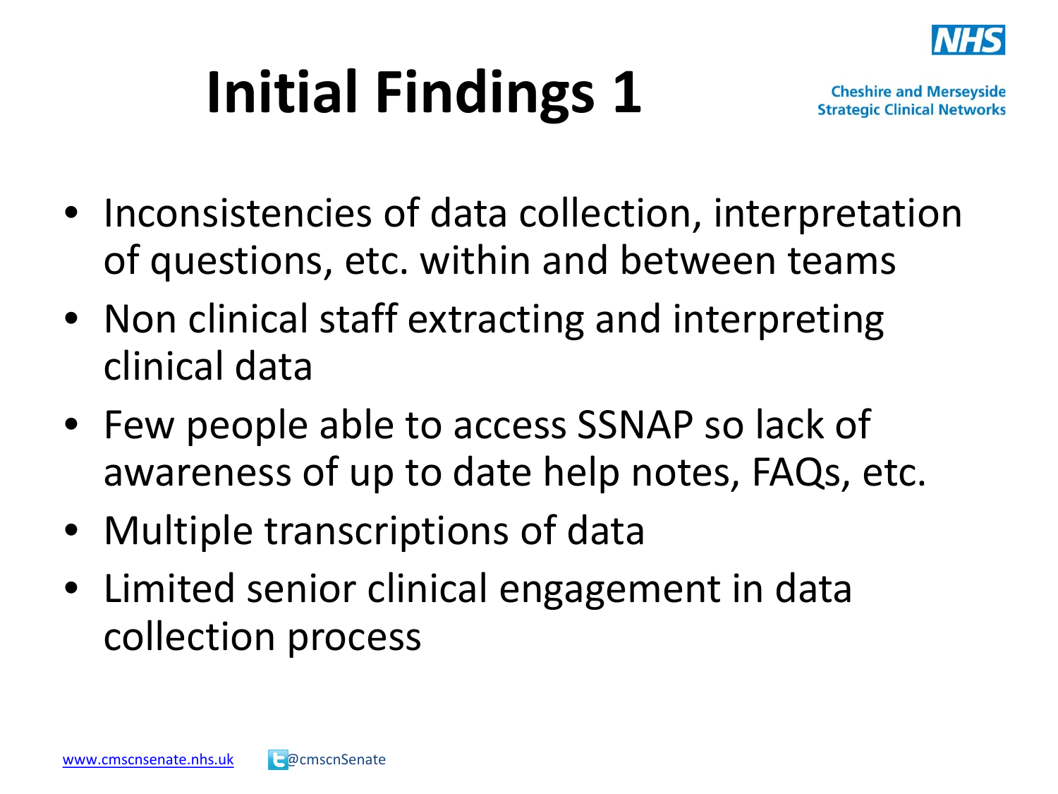# Initial Findings 1

- Inconsistencies of data collection, interpretation of questions, etc. within and between teams
- Non clinical staff extracting and interpreting clinical data
- Few people able to access SSNAP so lack of awareness of up to date help notes, FAQs, etc.
- Multiple transcriptions of data
- Limited senior clinical engagement in data collection process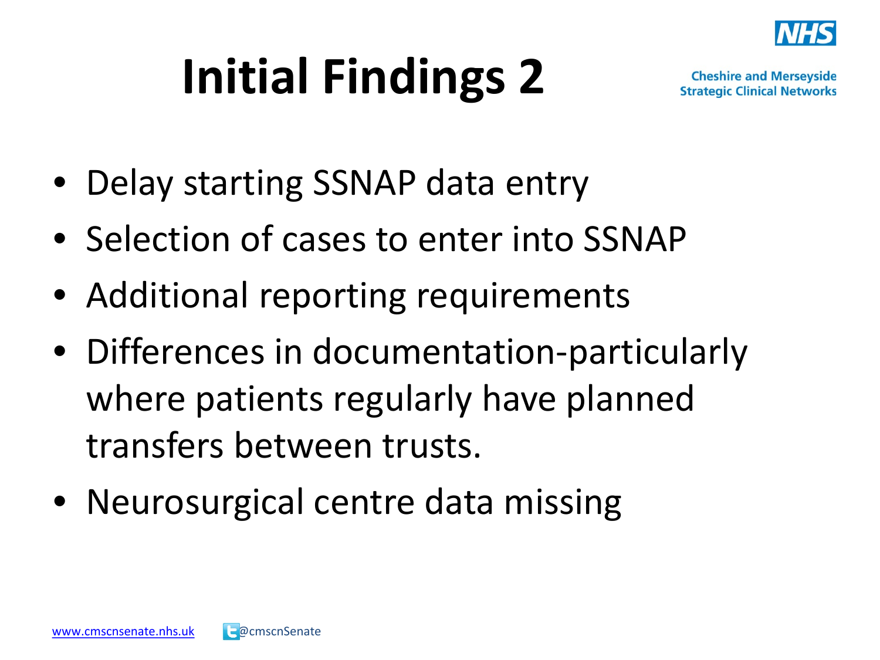# Initial Findings 2

- Delay starting SSNAP data entry
- Selection of cases to enter into SSNAP
- Additional reporting requirements
- Differences in documentation-particularly where patients regularly have planned transfers between trusts.
- Neurosurgical centre data missing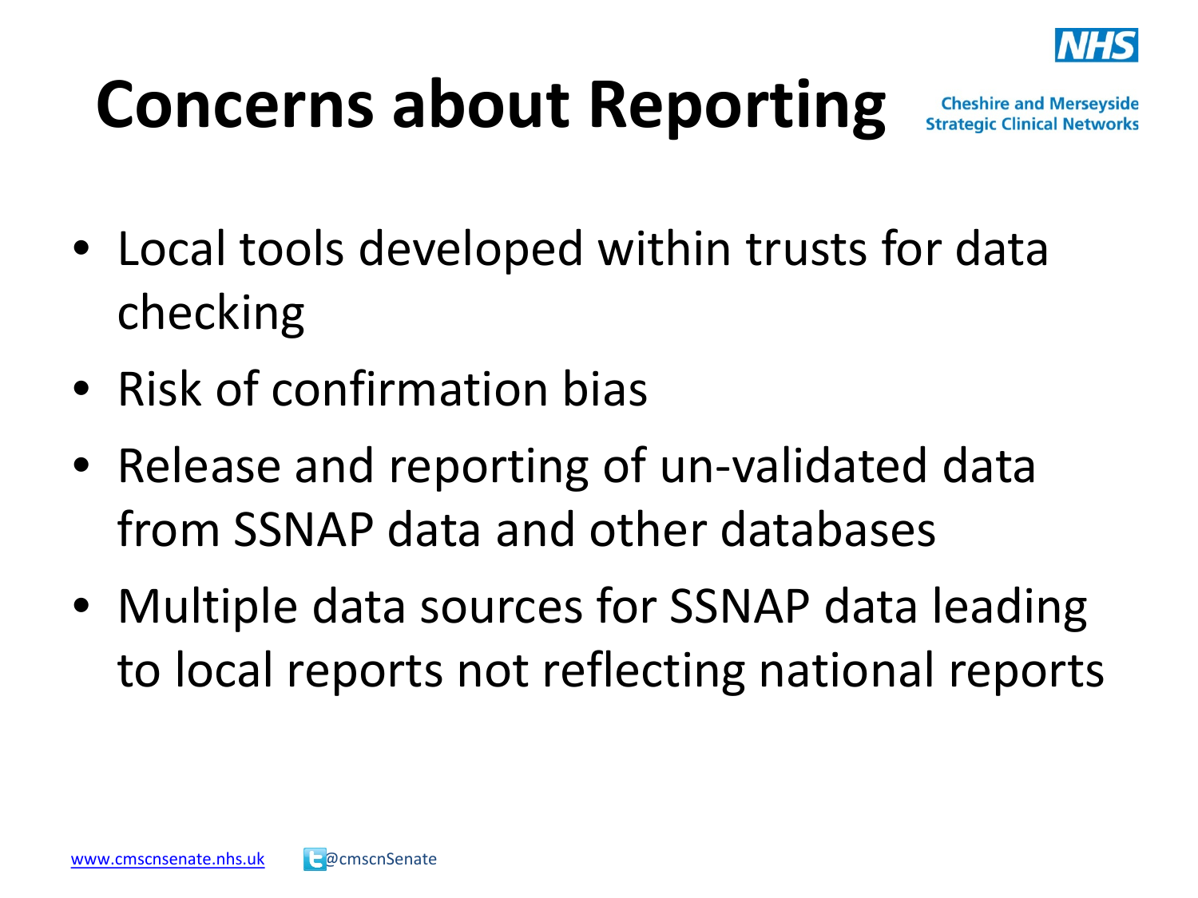# Concerns about Reporting

- Local tools developed within trusts for data checking
- Risk of confirmation bias
- Release and reporting of un-validated data from SSNAP data and other databases
- Multiple data sources for SSNAP data leading to local reports not reflecting national reports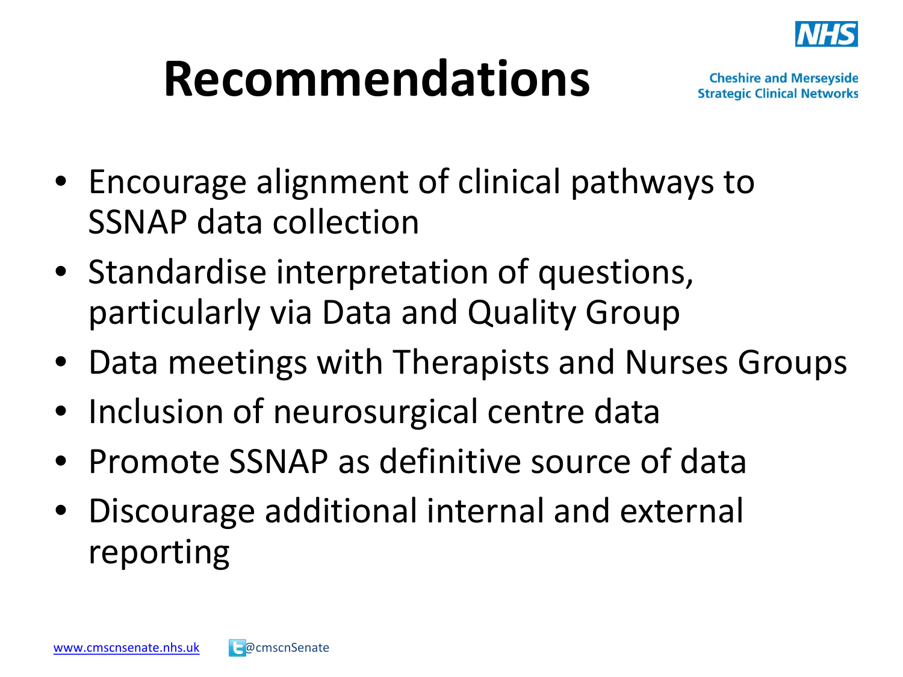# Recommendations

- Encourage alignment of clinical pathways to SSNAP data collection
- Standardise interpretation of questions, particularly via Data and Quality Group
- Data meetings with Therapists and Nurses Groups
- Inclusion of neurosurgical centre data
- Promote SSNAP as definitive source of data
- Discourage additional internal and external reporting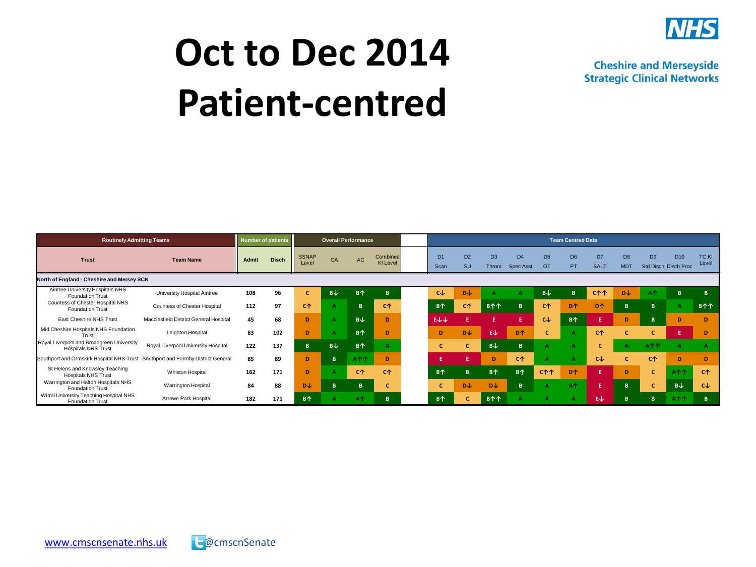# Oct to Dec 2014 Patient-centred

Cheshire and Merseyside Strategic Clinical Networks

| Routinely Admitting Teams | | Number of patients | | Overall Performance | | | | Team Centred Data | | | | | | | | | | |
|---|---|---|---|---|---|---|---|---|---|---|---|---|---|---|---|---|---|---|
| Trust | Team Name | Admit | Disch | SSNAP Level | CA | AC | Combined KI Level | D1 Scan | D2 SU | D3 Throm | D4 Spec Asst | D5 OT | D6 PT | D7 SALT | D8 MDT | D9 Std Disch | D10 Disch Proc | TC KI Level |
| **North of England - Cheshire and Mersey SCN** | | | | | | | | | | | | | | | | | | |
| Aintree University Hospitals NHS Foundation Trust | University Hospital Aintree | 108 | 96 | C | B↓ | B↑ | B | C↓ | D↓ | A | A | B↓ | B | C↑↑ | D↓ | A↑ | B | B |
| Countess of Chester Hospital NHS Foundation Trust | Countess of Chester Hospital | 112 | 97 | C↑ | A | B | C↑ | B↑ | C↑ | B↑↑ | B | C↑ | D↑ | D↑ | B | B | A | B↑↑ |
| East Cheshire NHS Trust | Macclesfield District General Hospital | 45 | 68 | D | A | B↓ | D | E↓↓ | E | E | E | C↓ | B↑ | E | D | B | D | D |
| Mid Cheshire Hospitals NHS Foundation Trust | Leighton Hospital | 83 | 102 | D | A | B↑ | D | D | D↓ | E↓ | D↑ | C | A | C↑ | C | C | E | D |
| Royal Liverpool and Broadgreen University Hospitals NHS Trust | Royal Liverpool University Hospital | 122 | 137 | B | B↓ | B↑ | A | C | C | B↓ | B | A | A | C | A | A↑↑ | A | A |
| Southport and Ormskirk Hospital NHS Trust | Southport and Formby District General | 85 | 89 | D | B | A↑↑ | D | E | E | D | C↑ | A | A | C↓ | C | C↑ | D | D |
| St Helens and Knowsley Teaching Hospitals NHS Trust | Whiston Hospital | 162 | 171 | D | A | C↑ | C↑ | B↑ | B | B↑ | B↑ | C↑↑ | D↑ | E | D | C | A↑↑ | C↑ |
| Warrington and Halton Hospitals NHS Foundation Trust | Warrington Hospital | 84 | 88 | D↓ | B | B | C | C | D↓ | D↓ | B | A | A↑ | E | B | C | B↓ | C↓ |
| Wirral University Teaching Hospital NHS Foundation Trust | Arrowe Park Hospital | 182 | 171 | B↑ | A | A↑ | B | B↑ | C | B↑↑ | A | A | A | E↓ | B | B | A↑↑ | B |

www.cmscnsenate.nhs.uk @cmscnSenate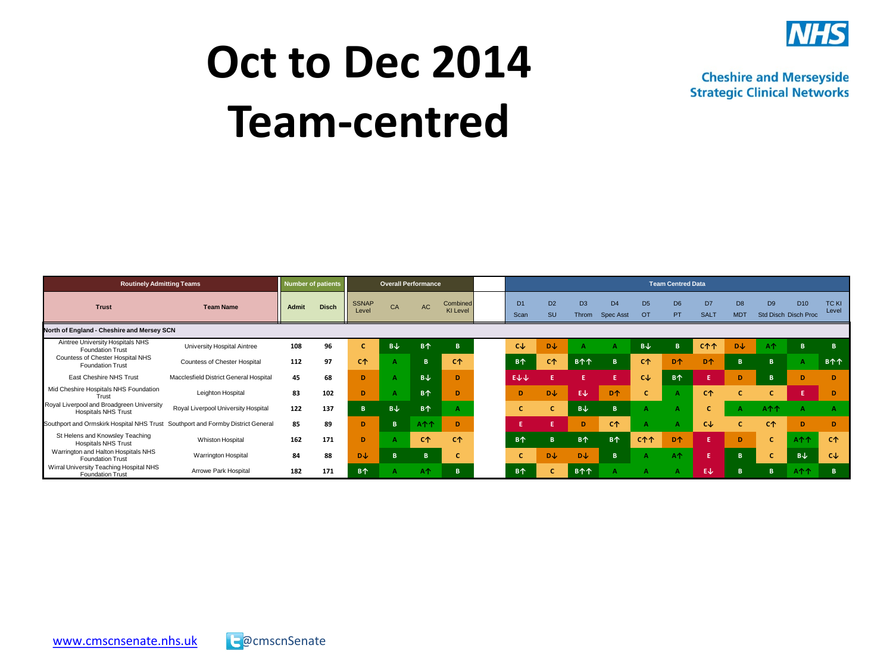# Oct to Dec 2014 Team-centred

Cheshire and Merseyside Strategic Clinical Networks

| Routinely Admitting Teams | | Number of patients | | Overall Performance | | | | Team Centred Data | | | | | | | | | | |
|---|---|---|---|---|---|---|---|---|---|---|---|---|---|---|---|---|---|---|
| Trust | Team Name | Admit | Disch | SSNAP Level | CA | AC | Combined KI Level | D1 Scan | D2 SU | D3 Throm | D4 Spec Asst | D5 OT | D6 PT | D7 SALT | D8 MDT | D9 Std Disch | D10 Disch Proc | TC KI Level |
| North of England - Cheshire and Mersey SCN | | | | | | | | | | | | | | | | | | |
| Aintree University Hospitals NHS Foundation Trust | University Hospital Aintree | 108 | 96 | C | B↓ | B↑ | B | C↓ | D↓ | A | A | B↓ | B | C↑↑ | D↓ | A↑ | B | B |
| Countess of Chester Hospital NHS Foundation Trust | Countess of Chester Hospital | 112 | 97 | C↑ | A | B | C↑ | B↑ | C↑ | B↑↑ | B | C↑ | D↑ | D↑ | B | B | A | B↑↑ |
| East Cheshire NHS Trust | Macclesfield District General Hospital | 45 | 68 | D | A | B↓ | D | E↓↓ | E | E | E | C↓ | B↑ | E | D | B | D | D |
| Mid Cheshire Hospitals NHS Foundation Trust | Leighton Hospital | 83 | 102 | D | A | B↑ | D | D | D↓ | E↓ | D↑ | C | A | C↑ | C | C | E | D |
| Royal Liverpool and Broadgreen University Hospitals NHS Trust | Royal Liverpool University Hospital | 122 | 137 | B | B↓ | B↑ | A | C | C | B↓ | B | A | A | C | A | A↑↑ | A | A |
| Southport and Ormskirk Hospital NHS Trust | Southport and Formby District General | 85 | 89 | D | B | A↑↑ | D | E | E | D | C↑ | A | A | C↓ | C | C↑ | D | D |
| St Helens and Knowsley Teaching Hospitals NHS Trust | Whiston Hospital | 162 | 171 | D | A | C↑ | C↑ | B↑ | B | B↑ | B↑ | C↑↑ | D↑ | E | D | C | A↑↑ | C↑ |
| Warrington and Halton Hospitals NHS Foundation Trust | Warrington Hospital | 84 | 88 | D↓ | B | B | C | C | D↓ | D↓ | B | A | A↑ | E | B | C | B↓ | C↓ |
| Wirral University Teaching Hospital NHS Foundation Trust | Arrowe Park Hospital | 182 | 171 | B↑ | A | A↑ | B | B↑ | C | B↑↑ | A | A | A | E↓ | B | B | A↑↑ | B |

www.cmscnsenate.nhs.uk @cmscnSenate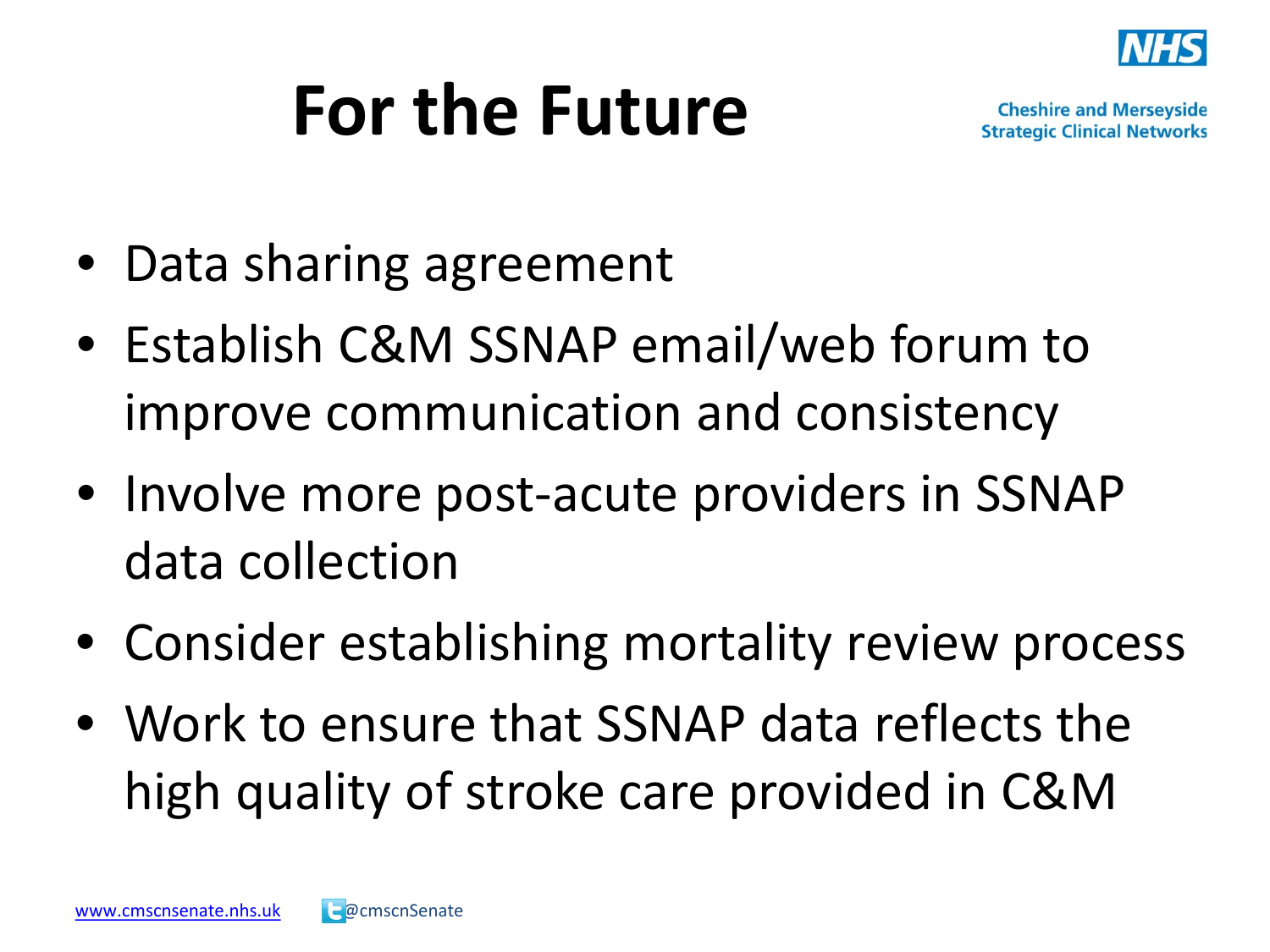# For the Future

- Data sharing agreement
- Establish C&M SSNAP email/web forum to improve communication and consistency
- Involve more post-acute providers in SSNAP data collection
- Consider establishing mortality review process
- Work to ensure that SSNAP data reflects the high quality of stroke care provided in C&M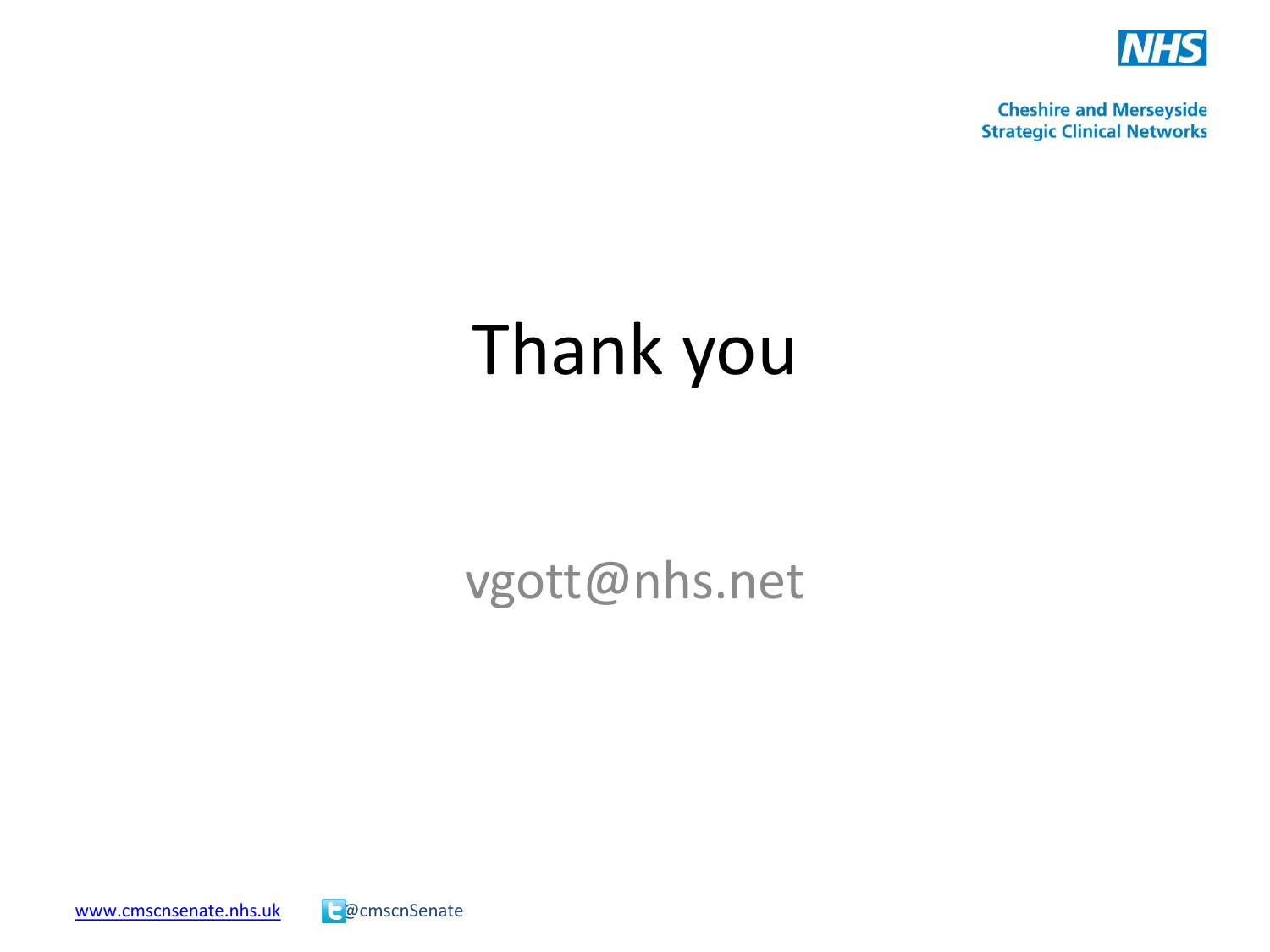# Thank you

vgott@nhs.net